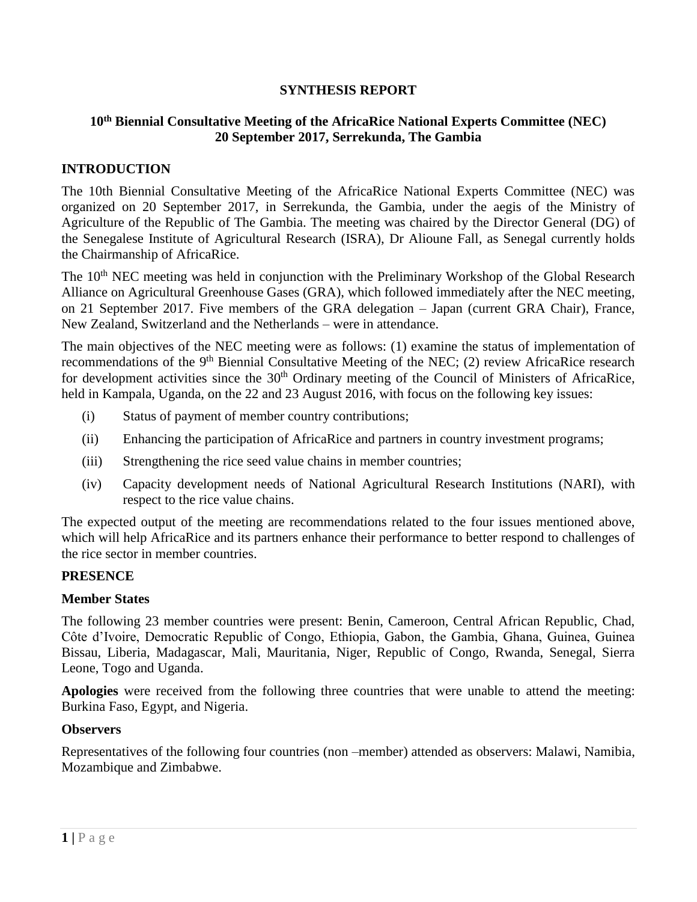**SYNTHESIS REPORT**

**10th Biennial Consultative Meeting of the AfricaRice National Experts Committee (NEC)**
**20 September 2017, Serrekunda, The Gambia**

## INTRODUCTION

The 10th Biennial Consultative Meeting of the AfricaRice National Experts Committee (NEC) was organized on 20 September 2017, in Serrekunda, the Gambia, under the aegis of the Ministry of Agriculture of the Republic of The Gambia. The meeting was chaired by the Director General (DG) of the Senegalese Institute of Agricultural Research (ISRA), Dr Alioune Fall, as Senegal currently holds the Chairmanship of AfricaRice.

The 10th NEC meeting was held in conjunction with the Preliminary Workshop of the Global Research Alliance on Agricultural Greenhouse Gases (GRA), which followed immediately after the NEC meeting, on 21 September 2017. Five members of the GRA delegation – Japan (current GRA Chair), France, New Zealand, Switzerland and the Netherlands – were in attendance.

The main objectives of the NEC meeting were as follows: (1) examine the status of implementation of recommendations of the 9th Biennial Consultative Meeting of the NEC; (2) review AfricaRice research for development activities since the 30th Ordinary meeting of the Council of Ministers of AfricaRice, held in Kampala, Uganda, on the 22 and 23 August 2016, with focus on the following key issues:

(i) Status of payment of member country contributions;

(ii) Enhancing the participation of AfricaRice and partners in country investment programs;

(iii) Strengthening the rice seed value chains in member countries;

(iv) Capacity development needs of National Agricultural Research Institutions (NARI), with respect to the rice value chains.

The expected output of the meeting are recommendations related to the four issues mentioned above, which will help AfricaRice and its partners enhance their performance to better respond to challenges of the rice sector in member countries.

### PRESENCE

#### Member States

The following 23 member countries were present: Benin, Cameroon, Central African Republic, Chad, Côte d'Ivoire, Democratic Republic of Congo, Ethiopia, Gabon, the Gambia, Ghana, Guinea, Guinea Bissau, Liberia, Madagascar, Mali, Mauritania, Niger, Republic of Congo, Rwanda, Senegal, Sierra Leone, Togo and Uganda.

**Apologies** were received from the following three countries that were unable to attend the meeting: Burkina Faso, Egypt, and Nigeria.

#### Observers

Representatives of the following four countries (non –member) attended as observers: Malawi, Namibia, Mozambique and Zimbabwe.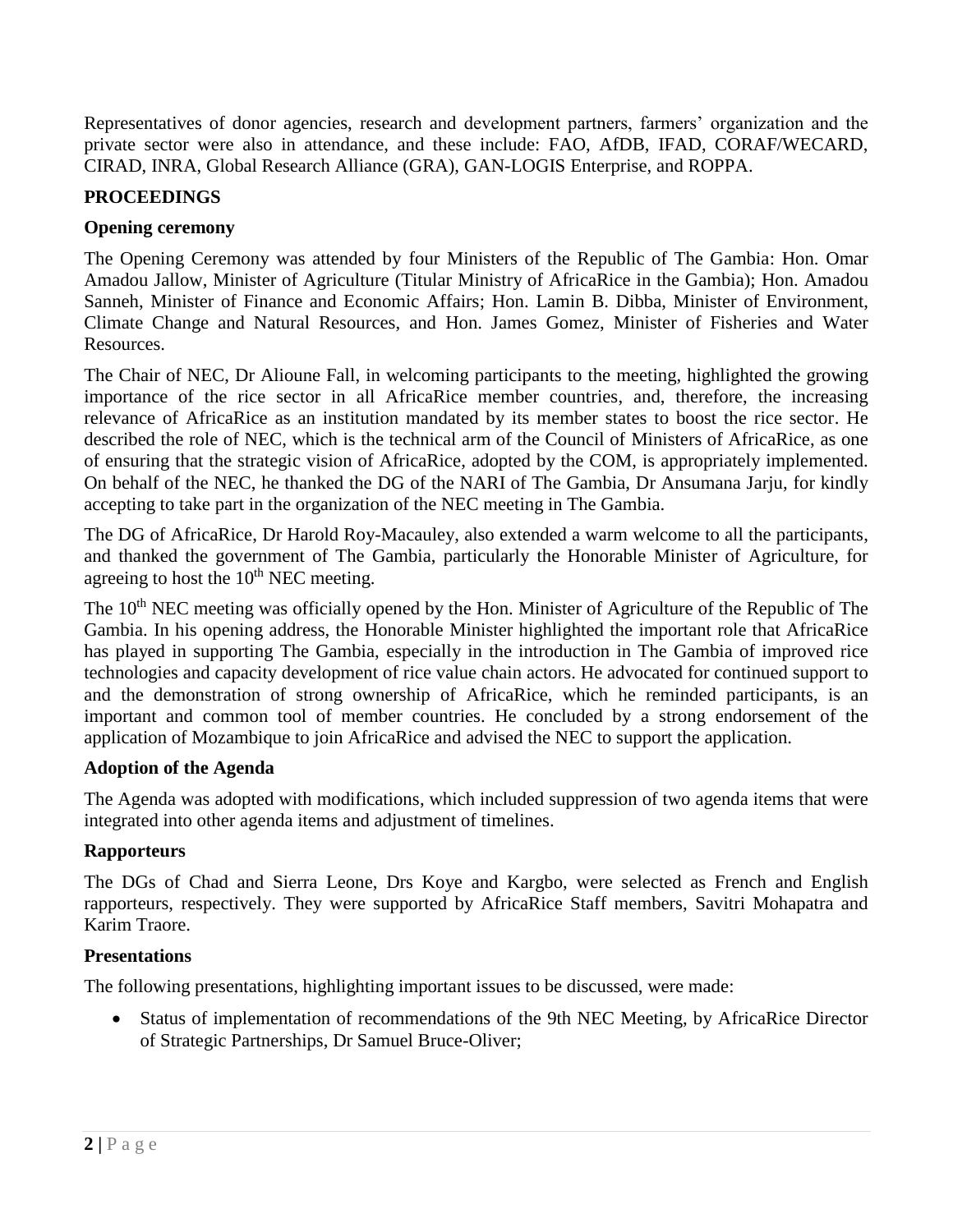Representatives of donor agencies, research and development partners, farmers' organization and the private sector were also in attendance, and these include: FAO, AfDB, IFAD, CORAF/WECARD, CIRAD, INRA, Global Research Alliance (GRA), GAN-LOGIS Enterprise, and ROPPA.

## PROCEEDINGS

### Opening ceremony

The Opening Ceremony was attended by four Ministers of the Republic of The Gambia: Hon. Omar Amadou Jallow, Minister of Agriculture (Titular Ministry of AfricaRice in the Gambia); Hon. Amadou Sanneh, Minister of Finance and Economic Affairs; Hon. Lamin B. Dibba, Minister of Environment, Climate Change and Natural Resources, and Hon. James Gomez, Minister of Fisheries and Water Resources.

The Chair of NEC, Dr Alioune Fall, in welcoming participants to the meeting, highlighted the growing importance of the rice sector in all AfricaRice member countries, and, therefore, the increasing relevance of AfricaRice as an institution mandated by its member states to boost the rice sector. He described the role of NEC, which is the technical arm of the Council of Ministers of AfricaRice, as one of ensuring that the strategic vision of AfricaRice, adopted by the COM, is appropriately implemented. On behalf of the NEC, he thanked the DG of the NARI of The Gambia, Dr Ansumana Jarju, for kindly accepting to take part in the organization of the NEC meeting in The Gambia.

The DG of AfricaRice, Dr Harold Roy-Macauley, also extended a warm welcome to all the participants, and thanked the government of The Gambia, particularly the Honorable Minister of Agriculture, for agreeing to host the 10th NEC meeting.

The 10th NEC meeting was officially opened by the Hon. Minister of Agriculture of the Republic of The Gambia. In his opening address, the Honorable Minister highlighted the important role that AfricaRice has played in supporting The Gambia, especially in the introduction in The Gambia of improved rice technologies and capacity development of rice value chain actors. He advocated for continued support to and the demonstration of strong ownership of AfricaRice, which he reminded participants, is an important and common tool of member countries. He concluded by a strong endorsement of the application of Mozambique to join AfricaRice and advised the NEC to support the application.

### Adoption of the Agenda

The Agenda was adopted with modifications, which included suppression of two agenda items that were integrated into other agenda items and adjustment of timelines.

### Rapporteurs

The DGs of Chad and Sierra Leone, Drs Koye and Kargbo, were selected as French and English rapporteurs, respectively. They were supported by AfricaRice Staff members, Savitri Mohapatra and Karim Traore.

### Presentations

The following presentations, highlighting important issues to be discussed, were made:

- Status of implementation of recommendations of the 9th NEC Meeting, by AfricaRice Director of Strategic Partnerships, Dr Samuel Bruce-Oliver;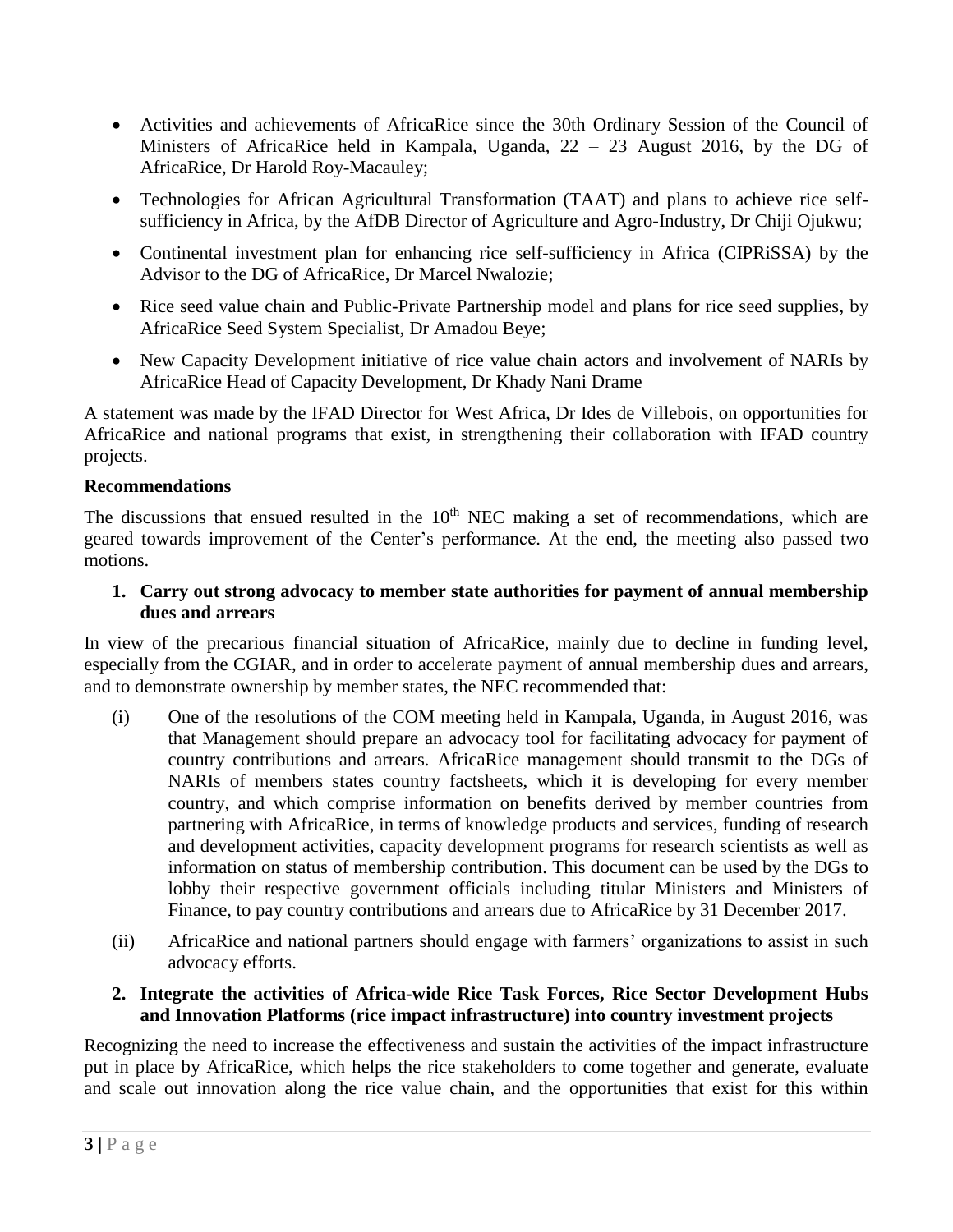- Activities and achievements of AfricaRice since the 30th Ordinary Session of the Council of Ministers of AfricaRice held in Kampala, Uganda, 22 – 23 August 2016, by the DG of AfricaRice, Dr Harold Roy-Macauley;
- Technologies for African Agricultural Transformation (TAAT) and plans to achieve rice self-sufficiency in Africa, by the AfDB Director of Agriculture and Agro-Industry, Dr Chiji Ojukwu;
- Continental investment plan for enhancing rice self-sufficiency in Africa (CIPRiSSA) by the Advisor to the DG of AfricaRice, Dr Marcel Nwalozie;
- Rice seed value chain and Public-Private Partnership model and plans for rice seed supplies, by AfricaRice Seed System Specialist, Dr Amadou Beye;
- New Capacity Development initiative of rice value chain actors and involvement of NARIs by AfricaRice Head of Capacity Development, Dr Khady Nani Drame

A statement was made by the IFAD Director for West Africa, Dr Ides de Villebois, on opportunities for AfricaRice and national programs that exist, in strengthening their collaboration with IFAD country projects.

**Recommendations**

The discussions that ensued resulted in the 10th NEC making a set of recommendations, which are geared towards improvement of the Center's performance. At the end, the meeting also passed two motions.

**1. Carry out strong advocacy to member state authorities for payment of annual membership dues and arrears**

In view of the precarious financial situation of AfricaRice, mainly due to decline in funding level, especially from the CGIAR, and in order to accelerate payment of annual membership dues and arrears, and to demonstrate ownership by member states, the NEC recommended that:

(i) One of the resolutions of the COM meeting held in Kampala, Uganda, in August 2016, was that Management should prepare an advocacy tool for facilitating advocacy for payment of country contributions and arrears. AfricaRice management should transmit to the DGs of NARIs of members states country factsheets, which it is developing for every member country, and which comprise information on benefits derived by member countries from partnering with AfricaRice, in terms of knowledge products and services, funding of research and development activities, capacity development programs for research scientists as well as information on status of membership contribution. This document can be used by the DGs to lobby their respective government officials including titular Ministers and Ministers of Finance, to pay country contributions and arrears due to AfricaRice by 31 December 2017.

(ii) AfricaRice and national partners should engage with farmers' organizations to assist in such advocacy efforts.

**2. Integrate the activities of Africa-wide Rice Task Forces, Rice Sector Development Hubs and Innovation Platforms (rice impact infrastructure) into country investment projects**

Recognizing the need to increase the effectiveness and sustain the activities of the impact infrastructure put in place by AfricaRice, which helps the rice stakeholders to come together and generate, evaluate and scale out innovation along the rice value chain, and the opportunities that exist for this within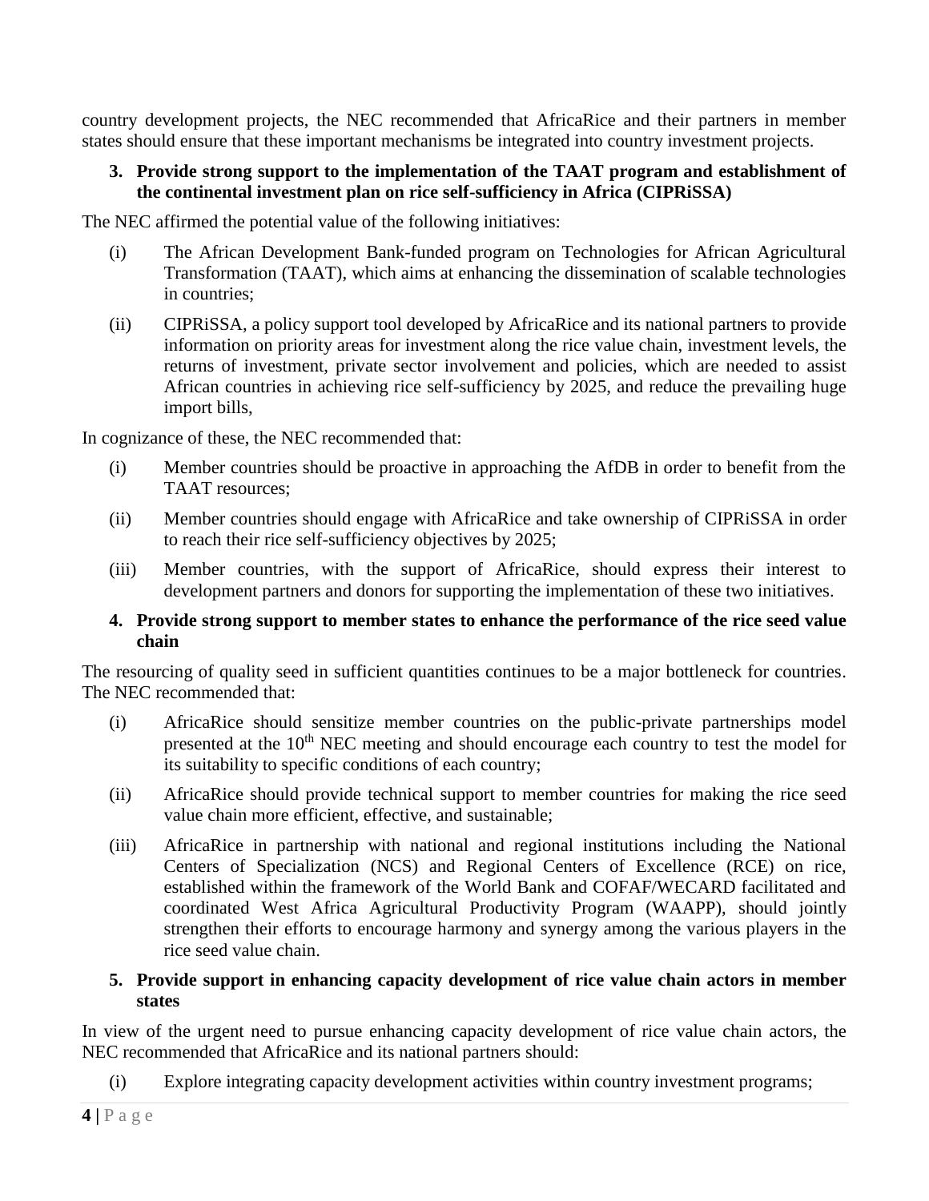country development projects, the NEC recommended that AfricaRice and their partners in member states should ensure that these important mechanisms be integrated into country investment projects.

**3. Provide strong support to the implementation of the TAAT program and establishment of the continental investment plan on rice self-sufficiency in Africa (CIPRiSSA)**

The NEC affirmed the potential value of the following initiatives:

(i) The African Development Bank-funded program on Technologies for African Agricultural Transformation (TAAT), which aims at enhancing the dissemination of scalable technologies in countries;

(ii) CIPRiSSA, a policy support tool developed by AfricaRice and its national partners to provide information on priority areas for investment along the rice value chain, investment levels, the returns of investment, private sector involvement and policies, which are needed to assist African countries in achieving rice self-sufficiency by 2025, and reduce the prevailing huge import bills,

In cognizance of these, the NEC recommended that:

(i) Member countries should be proactive in approaching the AfDB in order to benefit from the TAAT resources;

(ii) Member countries should engage with AfricaRice and take ownership of CIPRiSSA in order to reach their rice self-sufficiency objectives by 2025;

(iii) Member countries, with the support of AfricaRice, should express their interest to development partners and donors for supporting the implementation of these two initiatives.

**4. Provide strong support to member states to enhance the performance of the rice seed value chain**

The resourcing of quality seed in sufficient quantities continues to be a major bottleneck for countries. The NEC recommended that:

(i) AfricaRice should sensitize member countries on the public-private partnerships model presented at the 10th NEC meeting and should encourage each country to test the model for its suitability to specific conditions of each country;

(ii) AfricaRice should provide technical support to member countries for making the rice seed value chain more efficient, effective, and sustainable;

(iii) AfricaRice in partnership with national and regional institutions including the National Centers of Specialization (NCS) and Regional Centers of Excellence (RCE) on rice, established within the framework of the World Bank and COFAF/WECARD facilitated and coordinated West Africa Agricultural Productivity Program (WAAPP), should jointly strengthen their efforts to encourage harmony and synergy among the various players in the rice seed value chain.

**5. Provide support in enhancing capacity development of rice value chain actors in member states**

In view of the urgent need to pursue enhancing capacity development of rice value chain actors, the NEC recommended that AfricaRice and its national partners should:

(i) Explore integrating capacity development activities within country investment programs;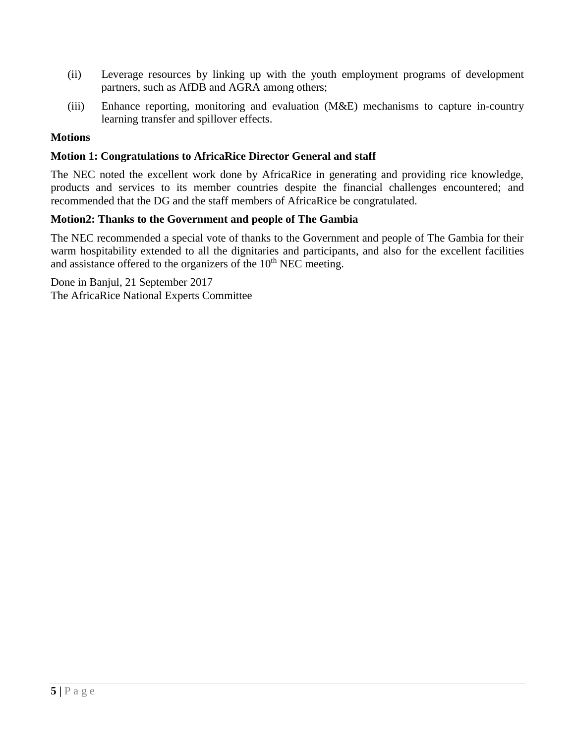(ii) Leverage resources by linking up with the youth employment programs of development partners, such as AfDB and AGRA among others;

(iii) Enhance reporting, monitoring and evaluation (M&E) mechanisms to capture in-country learning transfer and spillover effects.

**Motions**

**Motion 1: Congratulations to AfricaRice Director General and staff**

The NEC noted the excellent work done by AfricaRice in generating and providing rice knowledge, products and services to its member countries despite the financial challenges encountered; and recommended that the DG and the staff members of AfricaRice be congratulated.

**Motion2: Thanks to the Government and people of The Gambia**

The NEC recommended a special vote of thanks to the Government and people of The Gambia for their warm hospitality extended to all the dignitaries and participants, and also for the excellent facilities and assistance offered to the organizers of the 10th NEC meeting.

Done in Banjul, 21 September 2017
The AfricaRice National Experts Committee